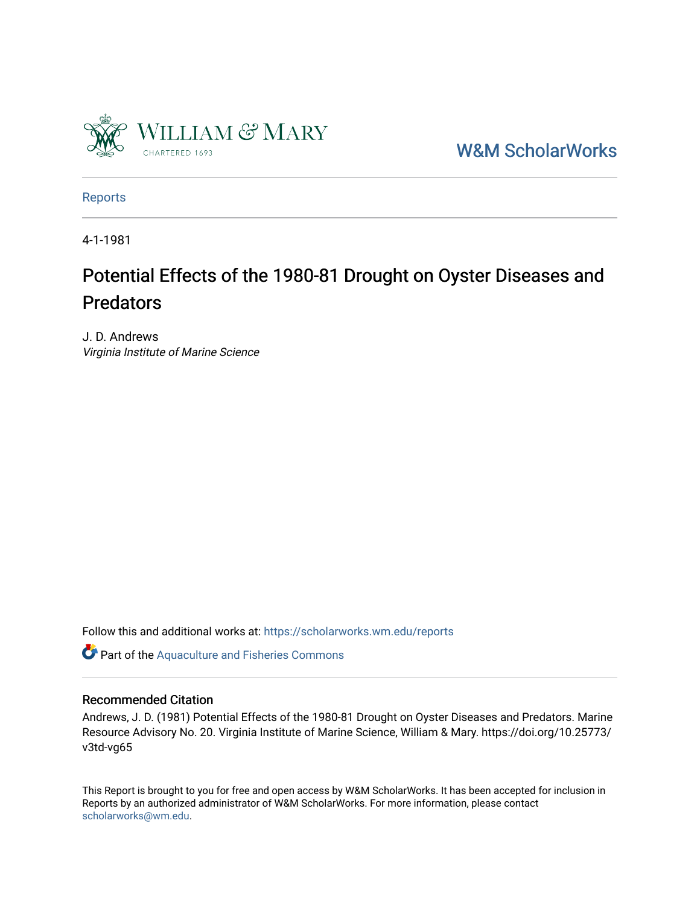W&M ScholarWorks

Reports

4-1-1981

# Potential Effects of the 1980-81 Drought on Oyster Diseases and Predators

J. D. Andrews
*Virginia Institute of Marine Science*

Follow this and additional works at: https://scholarworks.wm.edu/reports

Part of the Aquaculture and Fisheries Commons

## Recommended Citation

Andrews, J. D. (1981) Potential Effects of the 1980-81 Drought on Oyster Diseases and Predators. Marine Resource Advisory No. 20. Virginia Institute of Marine Science, William & Mary. https://doi.org/10.25773/v3td-vg65

This Report is brought to you for free and open access by W&M ScholarWorks. It has been accepted for inclusion in Reports by an authorized administrator of W&M ScholarWorks. For more information, please contact scholarworks@wm.edu.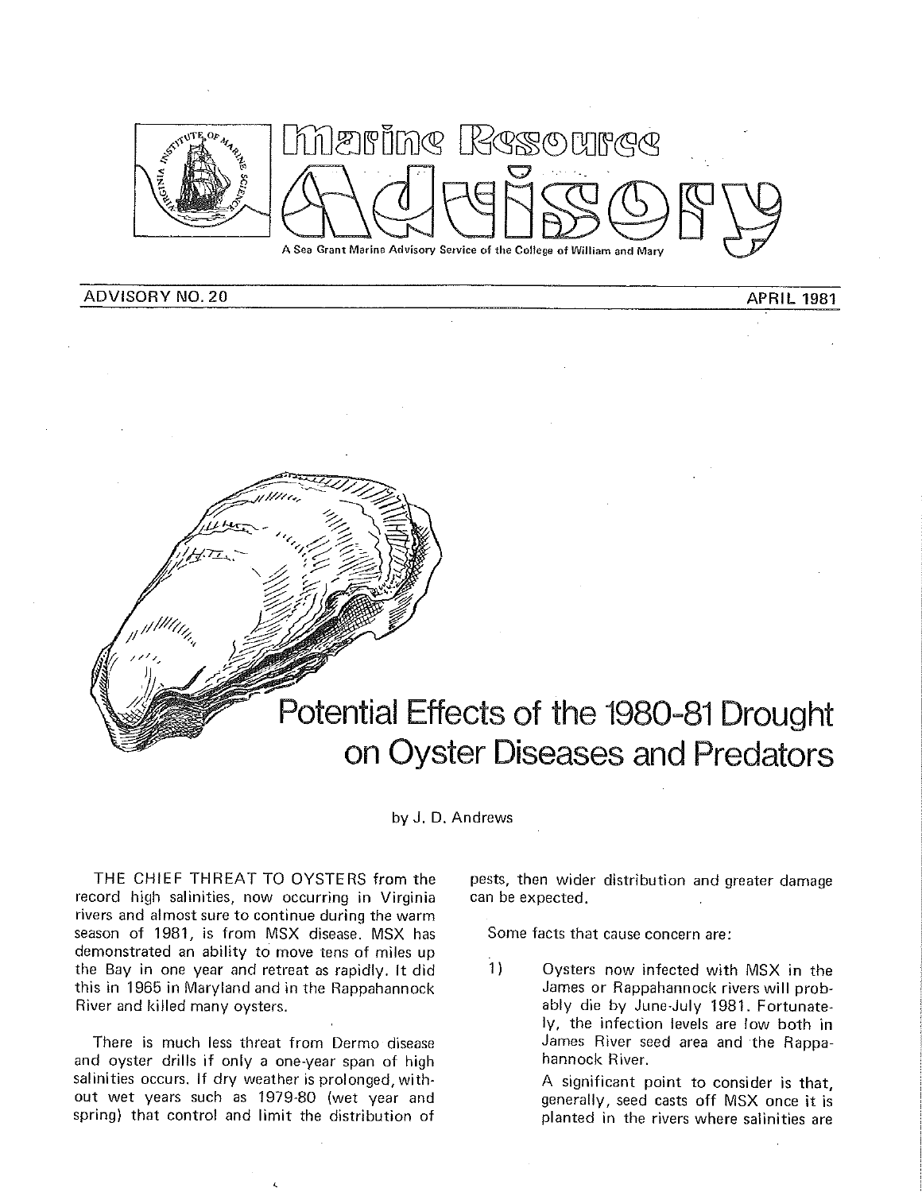# Marine Resource Advisory

A Sea Grant Marine Advisory Service of the College of William and Mary

ADVISORY NO. 20 — APRIL 1981

# Potential Effects of the 1980-81 Drought on Oyster Diseases and Predators

by J. D. Andrews

THE CHIEF THREAT TO OYSTERS from the record high salinities, now occurring in Virginia rivers and almost sure to continue during the warm season of 1981, is from MSX disease. MSX has demonstrated an ability to move tens of miles up the Bay in one year and retreat as rapidly. It did this in 1965 in Maryland and in the Rappahannock River and killed many oysters.

There is much less threat from Dermo disease and oyster drills if only a one-year span of high salinities occurs. If dry weather is prolonged, without wet years such as 1979-80 (wet year and spring) that control and limit the distribution of pests, then wider distribution and greater damage can be expected.

Some facts that cause concern are:

1) Oysters now infected with MSX in the James or Rappahannock rivers will probably die by June-July 1981. Fortunately, the infection levels are low both in James River seed area and the Rappahannock River.

   A significant point to consider is that, generally, seed casts off MSX once it is planted in the rivers where salinities are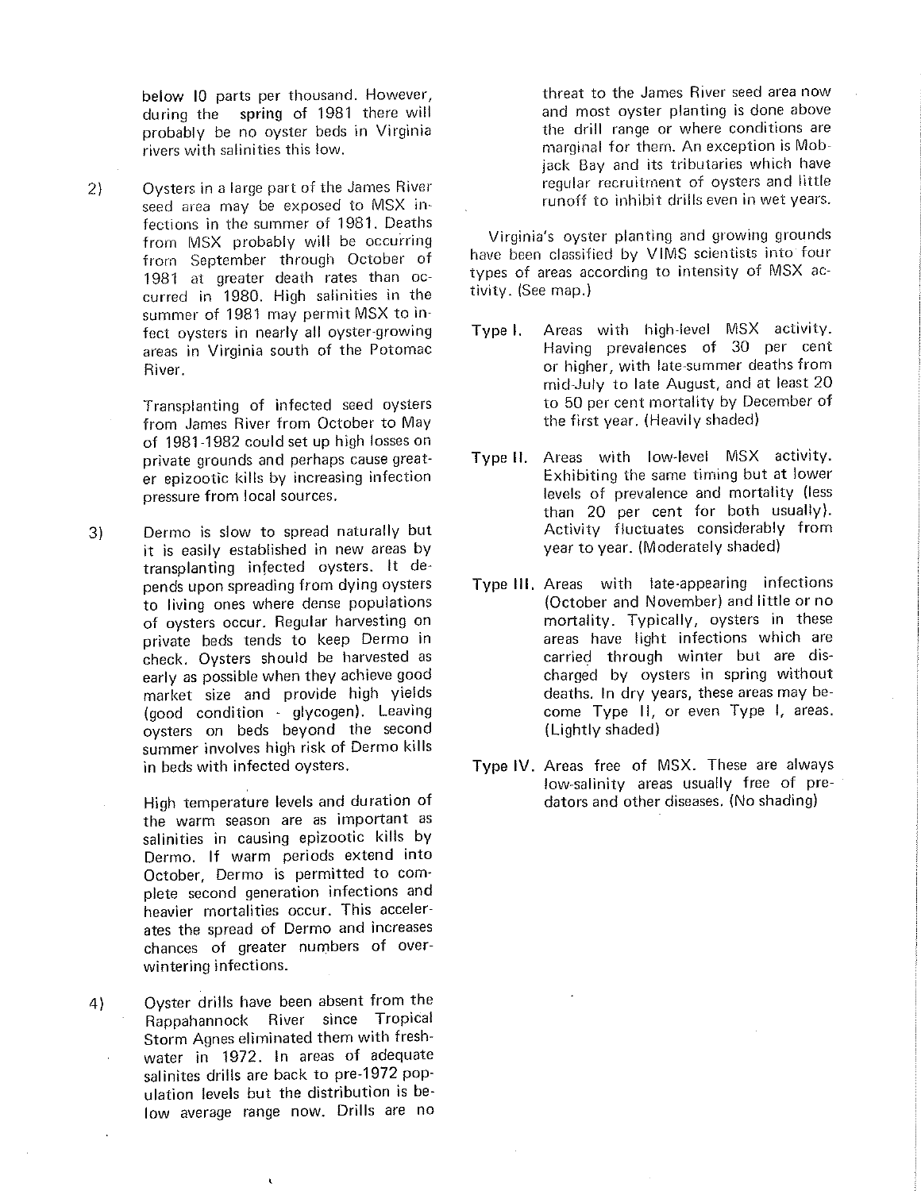below 10 parts per thousand. However, during the spring of 1981 there will probably be no oyster beds in Virginia rivers with salinities this low.

2) Oysters in a large part of the James River seed area may be exposed to MSX infections in the summer of 1981. Deaths from MSX probably will be occurring from September through October of 1981 at greater death rates than occurred in 1980. High salinities in the summer of 1981 may permit MSX to infect oysters in nearly all oyster-growing areas in Virginia south of the Potomac River.

   Transplanting of infected seed oysters from James River from October to May of 1981-1982 could set up high losses on private grounds and perhaps cause greater epizootic kills by increasing infection pressure from local sources.

3) Dermo is slow to spread naturally but it is easily established in new areas by transplanting infected oysters. It depends upon spreading from dying oysters to living ones where dense populations of oysters occur. Regular harvesting on private beds tends to keep Dermo in check. Oysters should be harvested as early as possible when they achieve good market size and provide high yields (good condition - glycogen). Leaving oysters on beds beyond the second summer involves high risk of Dermo kills in beds with infected oysters.

   High temperature levels and duration of the warm season are as important as salinities in causing epizootic kills by Dermo. If warm periods extend into October, Dermo is permitted to complete second generation infections and heavier mortalities occur. This accelerates the spread of Dermo and increases chances of greater numbers of overwintering infections.

4) Oyster drills have been absent from the Rappahannock River since Tropical Storm Agnes eliminated them with freshwater in 1972. In areas of adequate salinites drills are back to pre-1972 population levels but the distribution is below average range now. Drills are no threat to the James River seed area now and most oyster planting is done above the drill range or where conditions are marginal for them. An exception is Mobjack Bay and its tributaries which have regular recruitment of oysters and little runoff to inhibit drills even in wet years.

Virginia's oyster planting and growing grounds have been classified by VIMS scientists into four types of areas according to intensity of MSX activity. (See map.)

**Type I.** Areas with high-level MSX activity. Having prevalences of 30 per cent or higher, with late-summer deaths from mid-July to late August, and at least 20 to 50 per cent mortality by December of the first year. (Heavily shaded)

**Type II.** Areas with low-level MSX activity. Exhibiting the same timing but at lower levels of prevalence and mortality (less than 20 per cent for both usually). Activity fluctuates considerably from year to year. (Moderately shaded)

**Type III.** Areas with late-appearing infections (October and November) and little or no mortality. Typically, oysters in these areas have light infections which are carried through winter but are discharged by oysters in spring without deaths. In dry years, these areas may become Type II, or even Type I, areas. (Lightly shaded)

**Type IV.** Areas free of MSX. These are always low-salinity areas usually free of predators and other diseases. (No shading)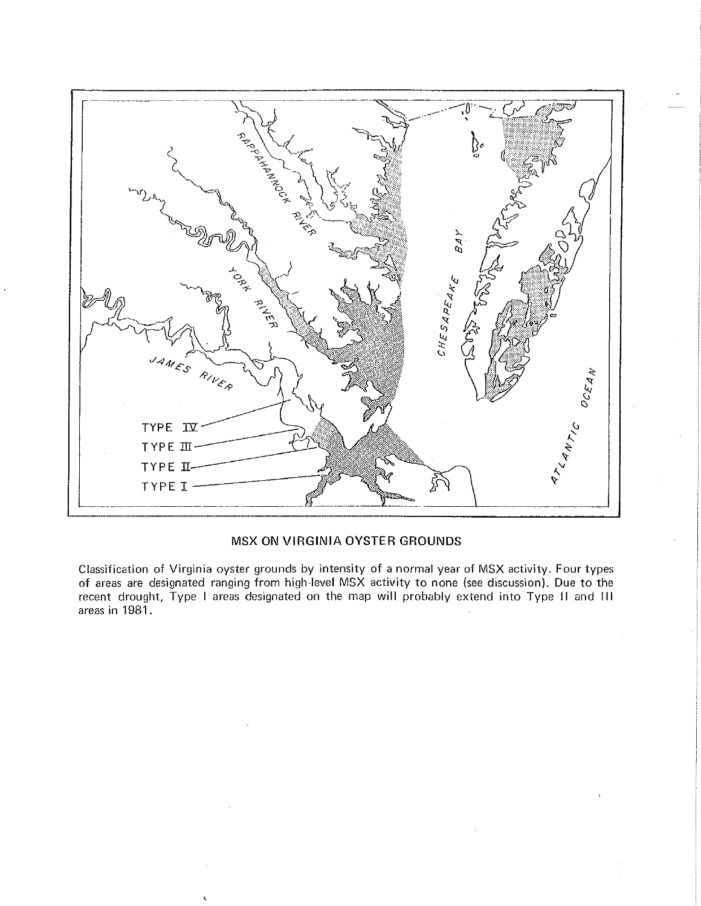## MSX ON VIRGINIA OYSTER GROUNDS

Classification of Virginia oyster grounds by intensity of a normal year of MSX activity. Four types of areas are designated ranging from high-level MSX activity to none (see discussion). Due to the recent drought, Type I areas designated on the map will probably extend into Type II and III areas in 1981.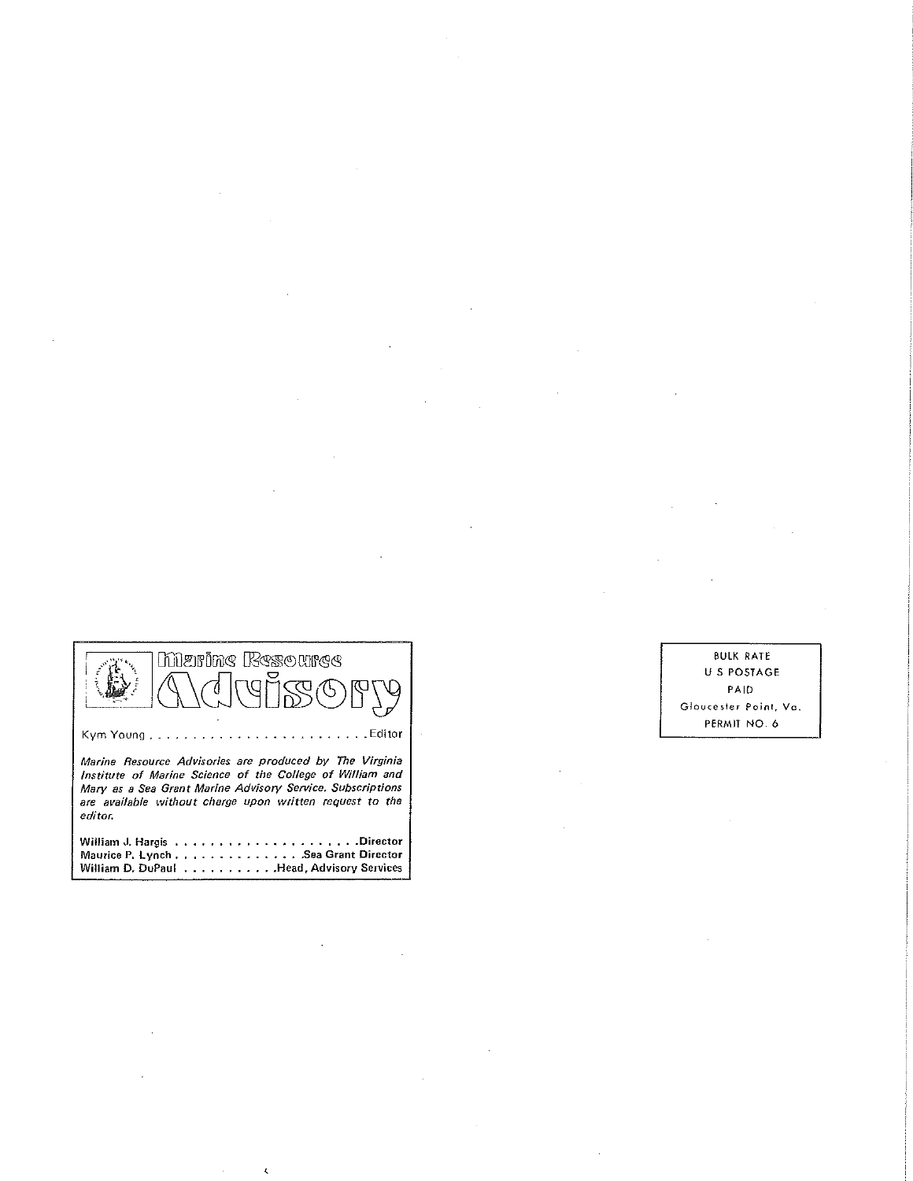# Marine Resource Advisory

Kym Young . . . . . . . . . . . . . . . . . . . . . . . . Editor

*Marine Resource Advisories are produced by The Virginia Institute of Marine Science of the College of William and Mary as a Sea Grant Marine Advisory Service. Subscriptions are available without charge upon written request to the editor.*

**William J. Hargis . . . . . . . . . . . . . . . . . . . . Director**
**Maurice P. Lynch . . . . . . . . . . . . . . Sea Grant Director**
**William D. DuPaul . . . . . . . . . . . Head, Advisory Services**

BULK RATE
U S POSTAGE
PAID
Gloucester Point, Va.
PERMIT NO. 6